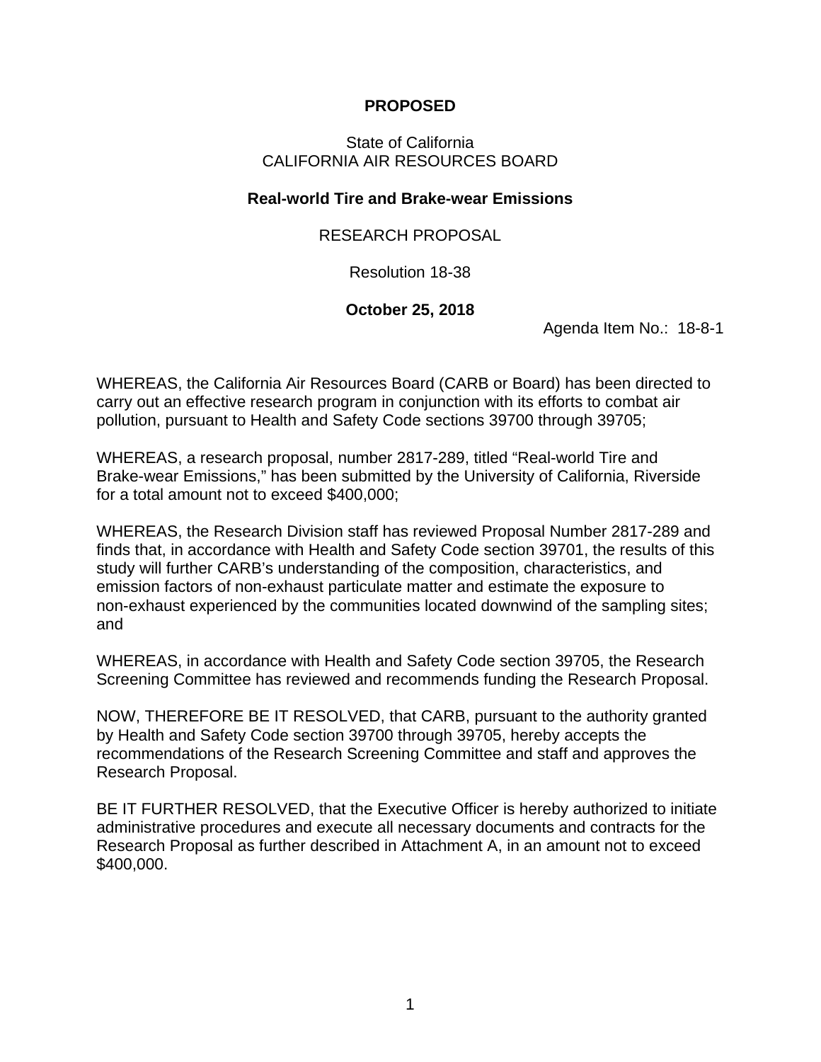**PROPOSED**

State of California
CALIFORNIA AIR RESOURCES BOARD

**Real-world Tire and Brake-wear Emissions**

RESEARCH PROPOSAL

Resolution 18-38

**October 25, 2018**

Agenda Item No.: 18-8-1

WHEREAS, the California Air Resources Board (CARB or Board) has been directed to carry out an effective research program in conjunction with its efforts to combat air pollution, pursuant to Health and Safety Code sections 39700 through 39705;

WHEREAS, a research proposal, number 2817-289, titled "Real-world Tire and Brake-wear Emissions," has been submitted by the University of California, Riverside for a total amount not to exceed $400,000;

WHEREAS, the Research Division staff has reviewed Proposal Number 2817-289 and finds that, in accordance with Health and Safety Code section 39701, the results of this study will further CARB's understanding of the composition, characteristics, and emission factors of non-exhaust particulate matter and estimate the exposure to non-exhaust experienced by the communities located downwind of the sampling sites; and

WHEREAS, in accordance with Health and Safety Code section 39705, the Research Screening Committee has reviewed and recommends funding the Research Proposal.

NOW, THEREFORE BE IT RESOLVED, that CARB, pursuant to the authority granted by Health and Safety Code section 39700 through 39705, hereby accepts the recommendations of the Research Screening Committee and staff and approves the Research Proposal.

BE IT FURTHER RESOLVED, that the Executive Officer is hereby authorized to initiate administrative procedures and execute all necessary documents and contracts for the Research Proposal as further described in Attachment A, in an amount not to exceed $400,000.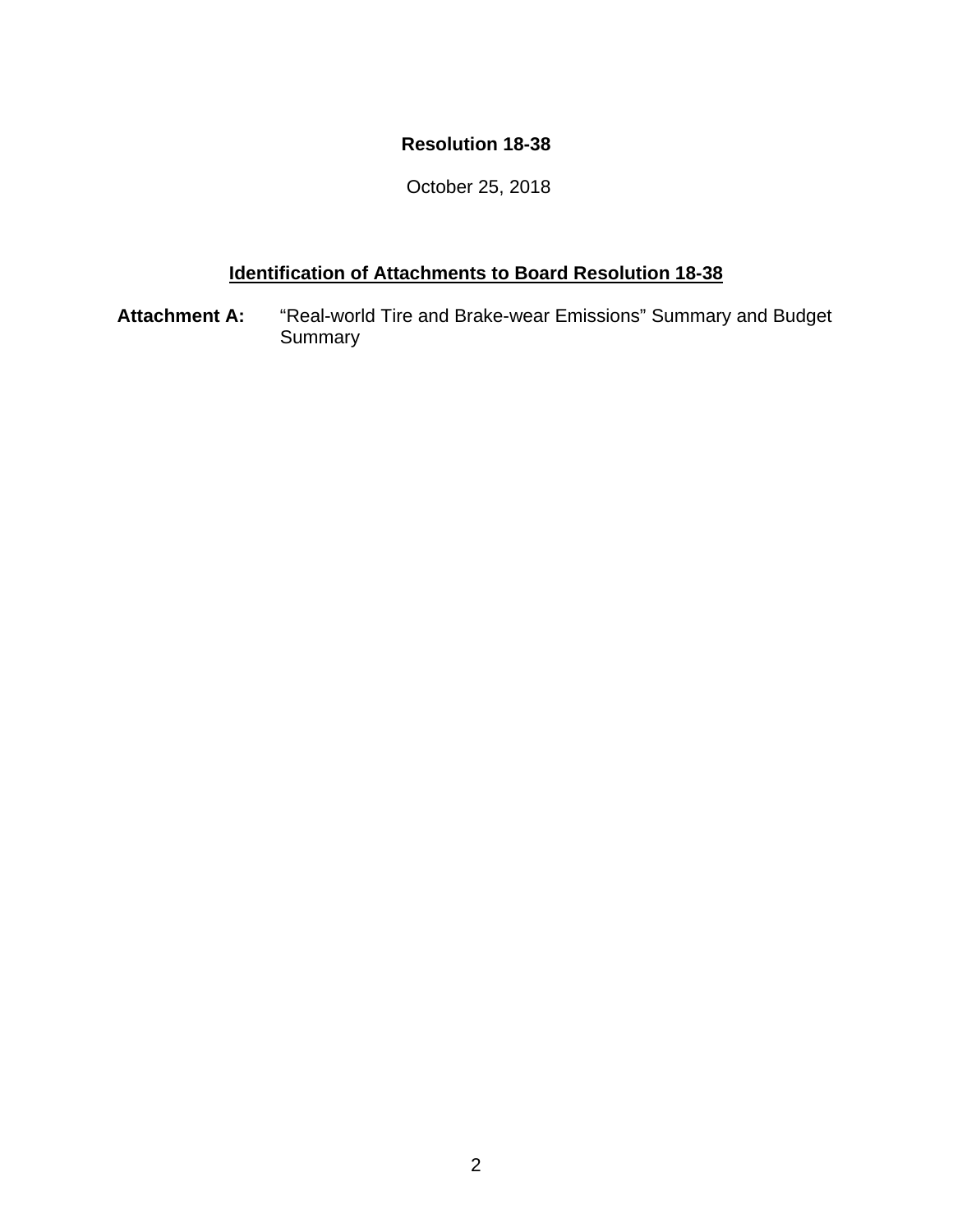**Resolution 18-38**

October 25, 2018

**<u>Identification of Attachments to Board Resolution 18-38</u>**

**Attachment A:** "Real-world Tire and Brake-wear Emissions" Summary and Budget Summary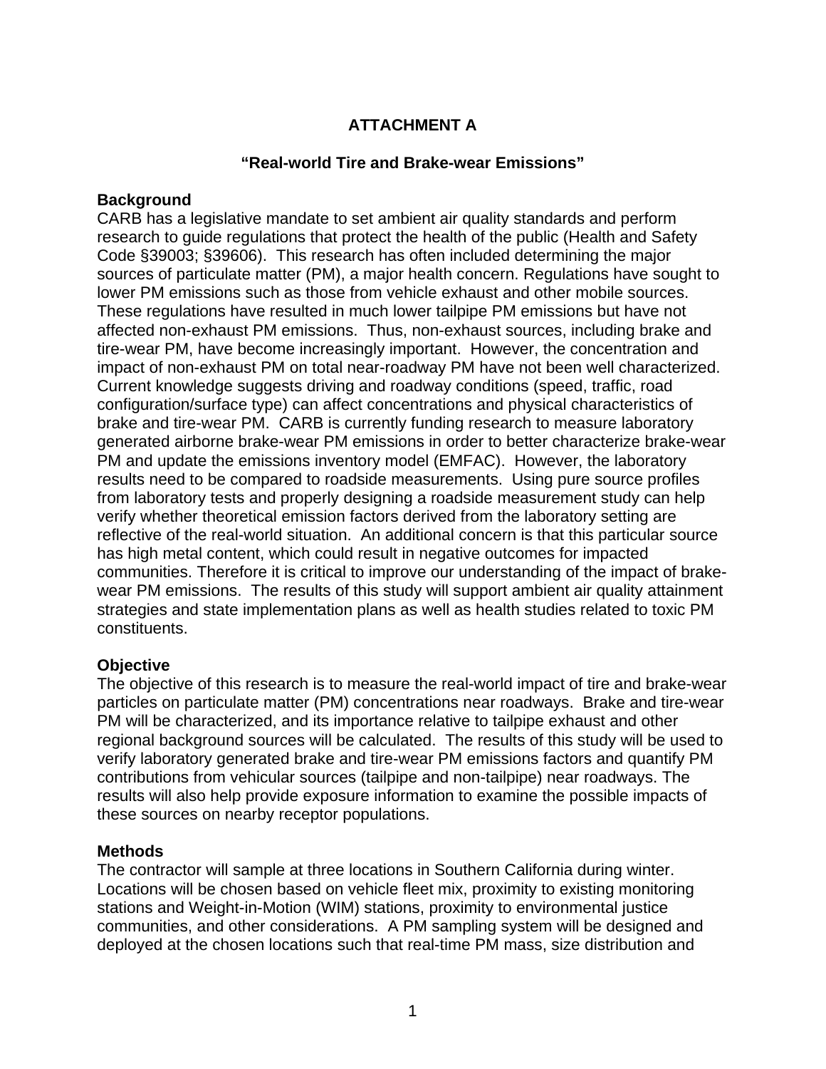# ATTACHMENT A

## "Real-world Tire and Brake-wear Emissions"

### Background

CARB has a legislative mandate to set ambient air quality standards and perform research to guide regulations that protect the health of the public (Health and Safety Code §39003; §39606). This research has often included determining the major sources of particulate matter (PM), a major health concern. Regulations have sought to lower PM emissions such as those from vehicle exhaust and other mobile sources. These regulations have resulted in much lower tailpipe PM emissions but have not affected non-exhaust PM emissions. Thus, non-exhaust sources, including brake and tire-wear PM, have become increasingly important. However, the concentration and impact of non-exhaust PM on total near-roadway PM have not been well characterized. Current knowledge suggests driving and roadway conditions (speed, traffic, road configuration/surface type) can affect concentrations and physical characteristics of brake and tire-wear PM. CARB is currently funding research to measure laboratory generated airborne brake-wear PM emissions in order to better characterize brake-wear PM and update the emissions inventory model (EMFAC). However, the laboratory results need to be compared to roadside measurements. Using pure source profiles from laboratory tests and properly designing a roadside measurement study can help verify whether theoretical emission factors derived from the laboratory setting are reflective of the real-world situation. An additional concern is that this particular source has high metal content, which could result in negative outcomes for impacted communities. Therefore it is critical to improve our understanding of the impact of brake-wear PM emissions. The results of this study will support ambient air quality attainment strategies and state implementation plans as well as health studies related to toxic PM constituents.

### Objective

The objective of this research is to measure the real-world impact of tire and brake-wear particles on particulate matter (PM) concentrations near roadways. Brake and tire-wear PM will be characterized, and its importance relative to tailpipe exhaust and other regional background sources will be calculated. The results of this study will be used to verify laboratory generated brake and tire-wear PM emissions factors and quantify PM contributions from vehicular sources (tailpipe and non-tailpipe) near roadways. The results will also help provide exposure information to examine the possible impacts of these sources on nearby receptor populations.

### Methods

The contractor will sample at three locations in Southern California during winter. Locations will be chosen based on vehicle fleet mix, proximity to existing monitoring stations and Weight-in-Motion (WIM) stations, proximity to environmental justice communities, and other considerations. A PM sampling system will be designed and deployed at the chosen locations such that real-time PM mass, size distribution and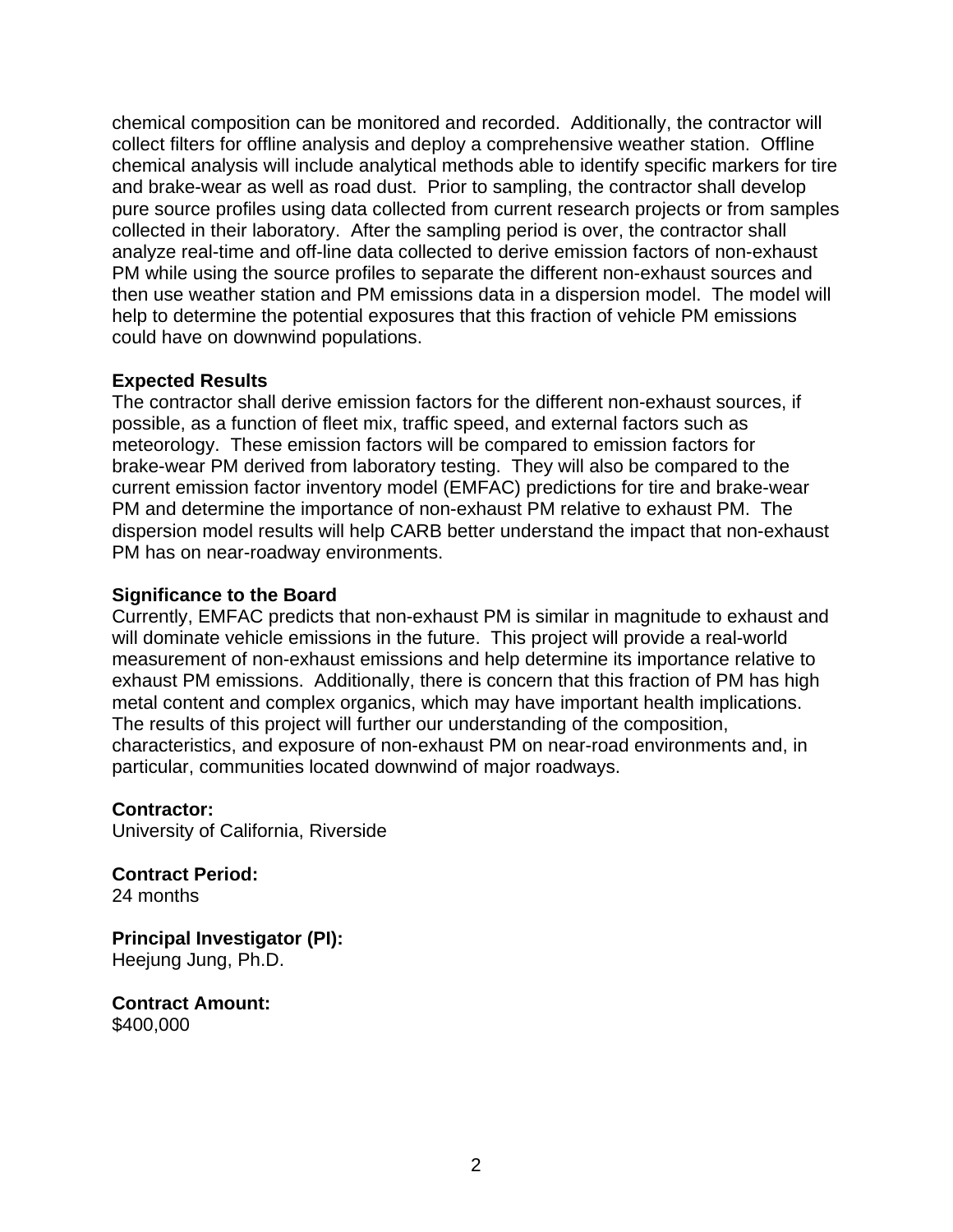chemical composition can be monitored and recorded. Additionally, the contractor will collect filters for offline analysis and deploy a comprehensive weather station. Offline chemical analysis will include analytical methods able to identify specific markers for tire and brake-wear as well as road dust. Prior to sampling, the contractor shall develop pure source profiles using data collected from current research projects or from samples collected in their laboratory. After the sampling period is over, the contractor shall analyze real-time and off-line data collected to derive emission factors of non-exhaust PM while using the source profiles to separate the different non-exhaust sources and then use weather station and PM emissions data in a dispersion model. The model will help to determine the potential exposures that this fraction of vehicle PM emissions could have on downwind populations.

**Expected Results**

The contractor shall derive emission factors for the different non-exhaust sources, if possible, as a function of fleet mix, traffic speed, and external factors such as meteorology. These emission factors will be compared to emission factors for brake-wear PM derived from laboratory testing. They will also be compared to the current emission factor inventory model (EMFAC) predictions for tire and brake-wear PM and determine the importance of non-exhaust PM relative to exhaust PM. The dispersion model results will help CARB better understand the impact that non-exhaust PM has on near-roadway environments.

**Significance to the Board**

Currently, EMFAC predicts that non-exhaust PM is similar in magnitude to exhaust and will dominate vehicle emissions in the future. This project will provide a real-world measurement of non-exhaust emissions and help determine its importance relative to exhaust PM emissions. Additionally, there is concern that this fraction of PM has high metal content and complex organics, which may have important health implications. The results of this project will further our understanding of the composition, characteristics, and exposure of non-exhaust PM on near-road environments and, in particular, communities located downwind of major roadways.

**Contractor:**

University of California, Riverside

**Contract Period:**

24 months

**Principal Investigator (PI):**

Heejung Jung, Ph.D.

**Contract Amount:**

$400,000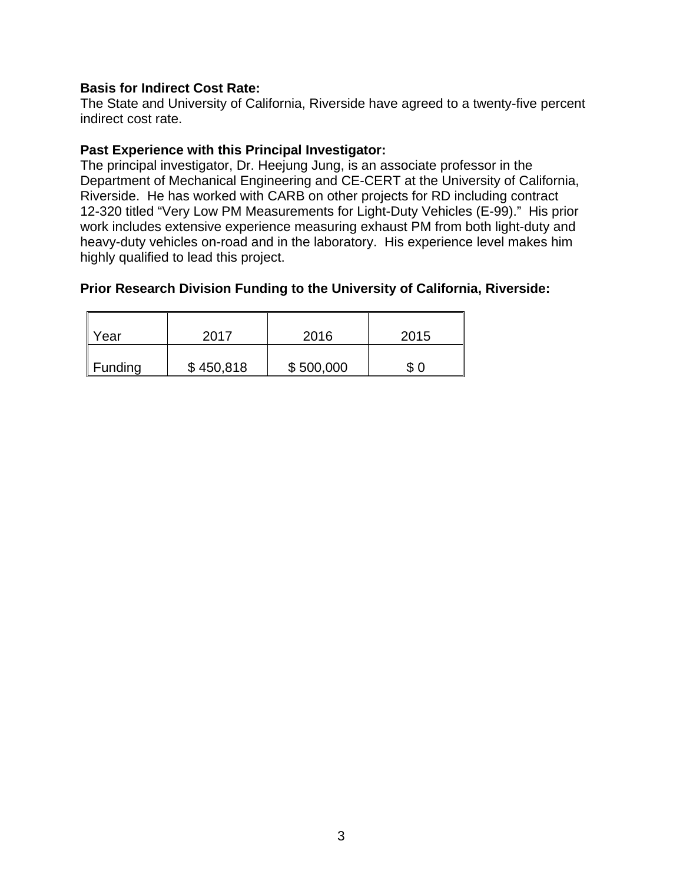**Basis for Indirect Cost Rate:**
The State and University of California, Riverside have agreed to a twenty-five percent indirect cost rate.

**Past Experience with this Principal Investigator:**
The principal investigator, Dr. Heejung Jung, is an associate professor in the Department of Mechanical Engineering and CE-CERT at the University of California, Riverside. He has worked with CARB on other projects for RD including contract 12-320 titled "Very Low PM Measurements for Light-Duty Vehicles (E-99)." His prior work includes extensive experience measuring exhaust PM from both light-duty and heavy-duty vehicles on-road and in the laboratory. His experience level makes him highly qualified to lead this project.

**Prior Research Division Funding to the University of California, Riverside:**

| Year | 2017 | 2016 | 2015 |
|---|---|---|---|
| Funding | $ 450,818 | $ 500,000 | $ 0 |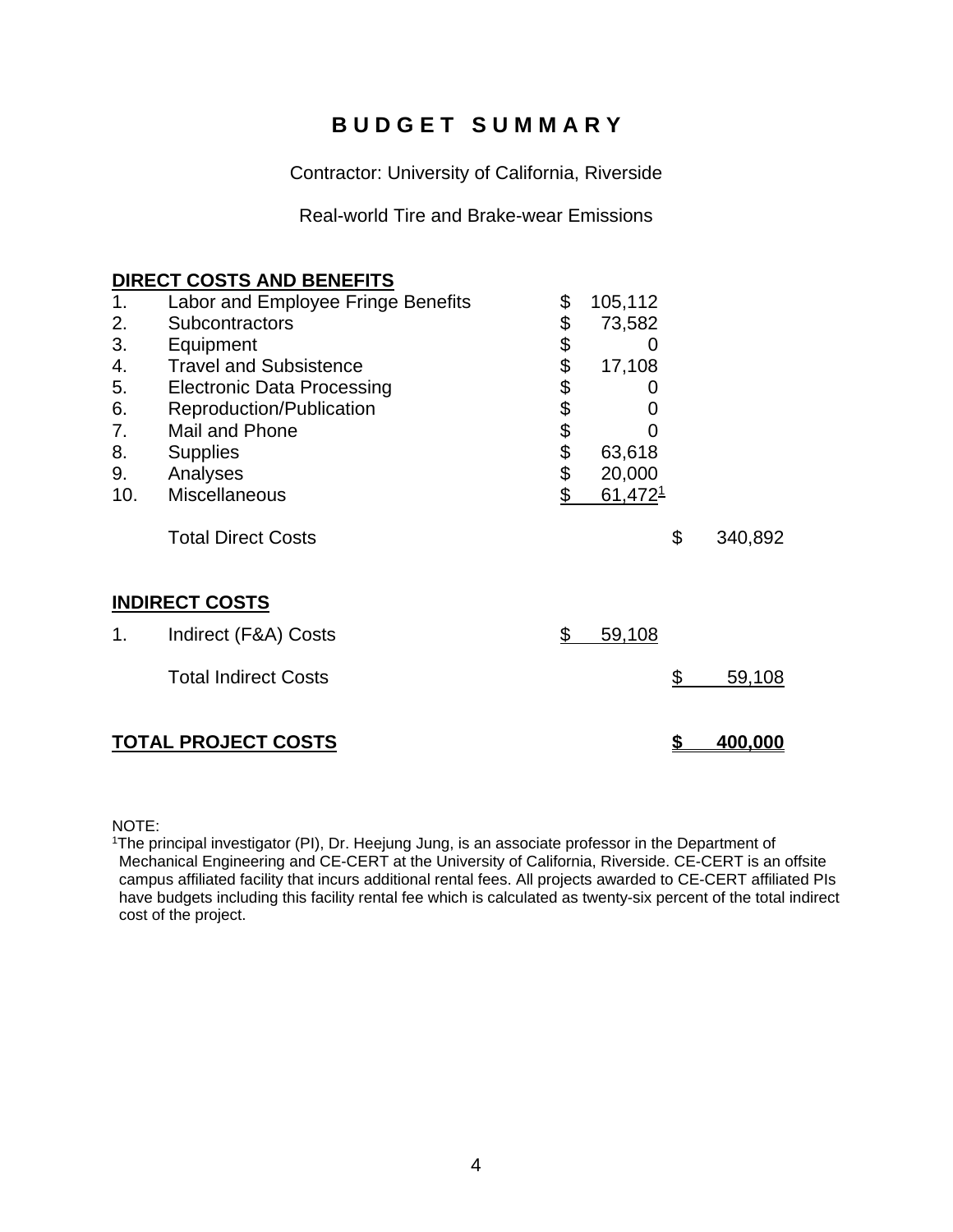# B U D G E T   S U M M A R Y

Contractor: University of California, Riverside

Real-world Tire and Brake-wear Emissions

| | | | |
|---|---|---|---|
| **DIRECT COSTS AND BENEFITS** | | | |
| 1. | Labor and Employee Fringe Benefits | $ 105,112 | |
| 2. | Subcontractors | $ 73,582 | |
| 3. | Equipment | $ 0 | |
| 4. | Travel and Subsistence | $ 17,108 | |
| 5. | Electronic Data Processing | $ 0 | |
| 6. | Reproduction/Publication | $ 0 | |
| 7. | Mail and Phone | $ 0 | |
| 8. | Supplies | $ 63,618 | |
| 9. | Analyses | $ 20,000 | |
| 10. | Miscellaneous | $ 61,472[1] | |
| | Total Direct Costs | | $ 340,892 |
| **INDIRECT COSTS** | | | |
| 1. | Indirect (F&A) Costs | $ 59,108 | |
| | Total Indirect Costs | | $ 59,108 |
| **TOTAL PROJECT COSTS** | | | **$ 400,000** |

NOTE:

[1]The principal investigator (PI), Dr. Heejung Jung, is an associate professor in the Department of Mechanical Engineering and CE-CERT at the University of California, Riverside. CE-CERT is an offsite campus affiliated facility that incurs additional rental fees. All projects awarded to CE-CERT affiliated PIs have budgets including this facility rental fee which is calculated as twenty-six percent of the total indirect cost of the project.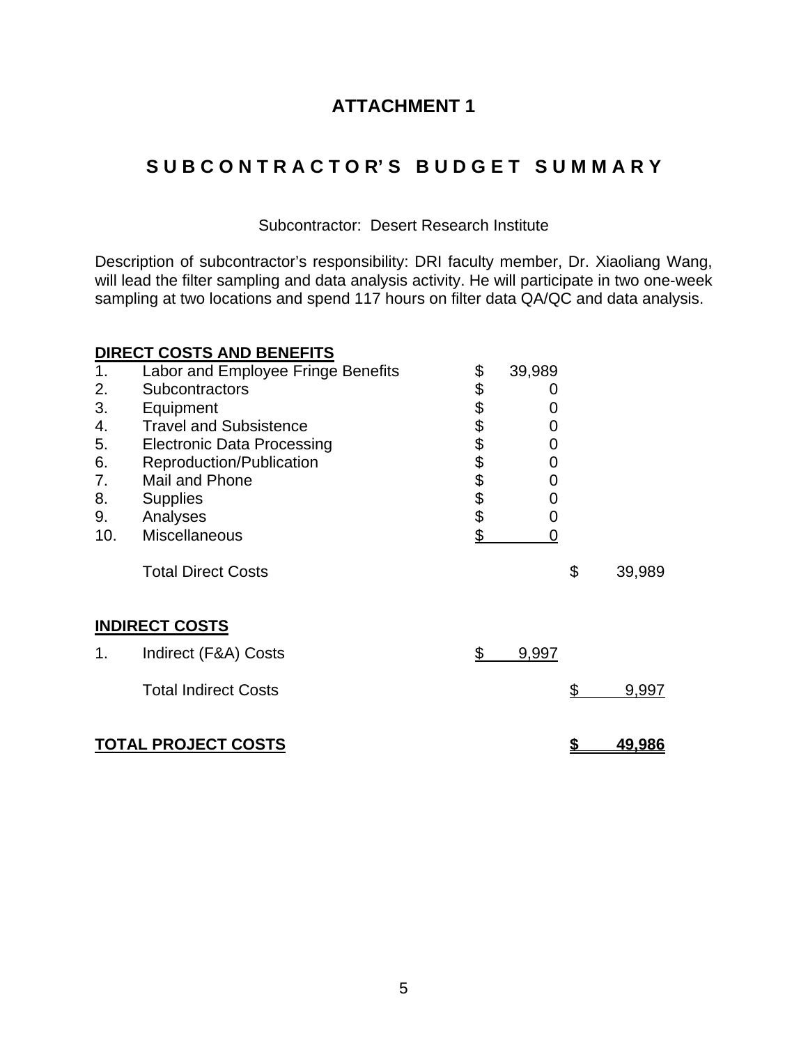# ATTACHMENT 1

## S U B C O N T R A C T O R' S B U D G E T S U M M A R Y

Subcontractor: Desert Research Institute

Description of subcontractor's responsibility: DRI faculty member, Dr. Xiaoliang Wang, will lead the filter sampling and data analysis activity. He will participate in two one-week sampling at two locations and spend 117 hours on filter data QA/QC and data analysis.

| | **DIRECT COSTS AND BENEFITS** | | |
|---|---|---|---|
| 1. | Labor and Employee Fringe Benefits | $ 39,989 | |
| 2. | Subcontractors | $ 0 | |
| 3. | Equipment | $ 0 | |
| 4. | Travel and Subsistence | $ 0 | |
| 5. | Electronic Data Processing | $ 0 | |
| 6. | Reproduction/Publication | $ 0 | |
| 7. | Mail and Phone | $ 0 | |
| 8. | Supplies | $ 0 | |
| 9. | Analyses | $ 0 | |
| 10. | Miscellaneous | $ 0 | |
| | Total Direct Costs | | $ 39,989 |
| | **INDIRECT COSTS** | | |
| 1. | Indirect (F&A) Costs | $ 9,997 | |
| | Total Indirect Costs | | $ 9,997 |
| | **TOTAL PROJECT COSTS** | | **$ 49,986** |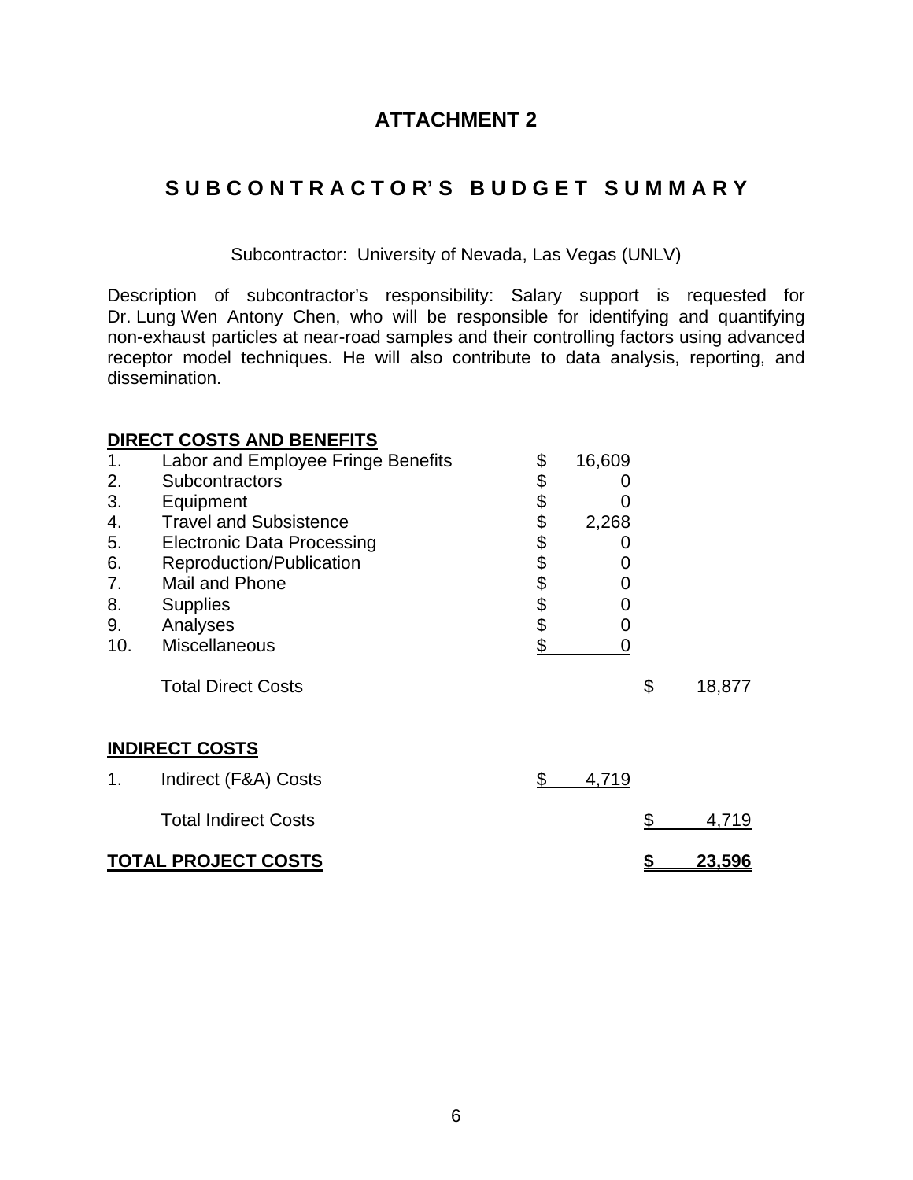# ATTACHMENT 2

## SUBCONTRACTOR'S BUDGET SUMMARY

Subcontractor: University of Nevada, Las Vegas (UNLV)

Description of subcontractor's responsibility: Salary support is requested for Dr. Lung Wen Antony Chen, who will be responsible for identifying and quantifying non-exhaust particles at near-road samples and their controlling factors using advanced receptor model techniques. He will also contribute to data analysis, reporting, and dissemination.

| | | | |
|---|---|---|---|
| **DIRECT COSTS AND BENEFITS** | | | |
| 1. | Labor and Employee Fringe Benefits | $ 16,609 | |
| 2. | Subcontractors | $ 0 | |
| 3. | Equipment | $ 0 | |
| 4. | Travel and Subsistence | $ 2,268 | |
| 5. | Electronic Data Processing | $ 0 | |
| 6. | Reproduction/Publication | $ 0 | |
| 7. | Mail and Phone | $ 0 | |
| 8. | Supplies | $ 0 | |
| 9. | Analyses | $ 0 | |
| 10. | Miscellaneous | $ 0 | |
| | Total Direct Costs | | $ 18,877 |
| **INDIRECT COSTS** | | | |
| 1. | Indirect (F&A) Costs | $ 4,719 | |
| | Total Indirect Costs | | $ 4,719 |
| **TOTAL PROJECT COSTS** | | | **$ 23,596** |